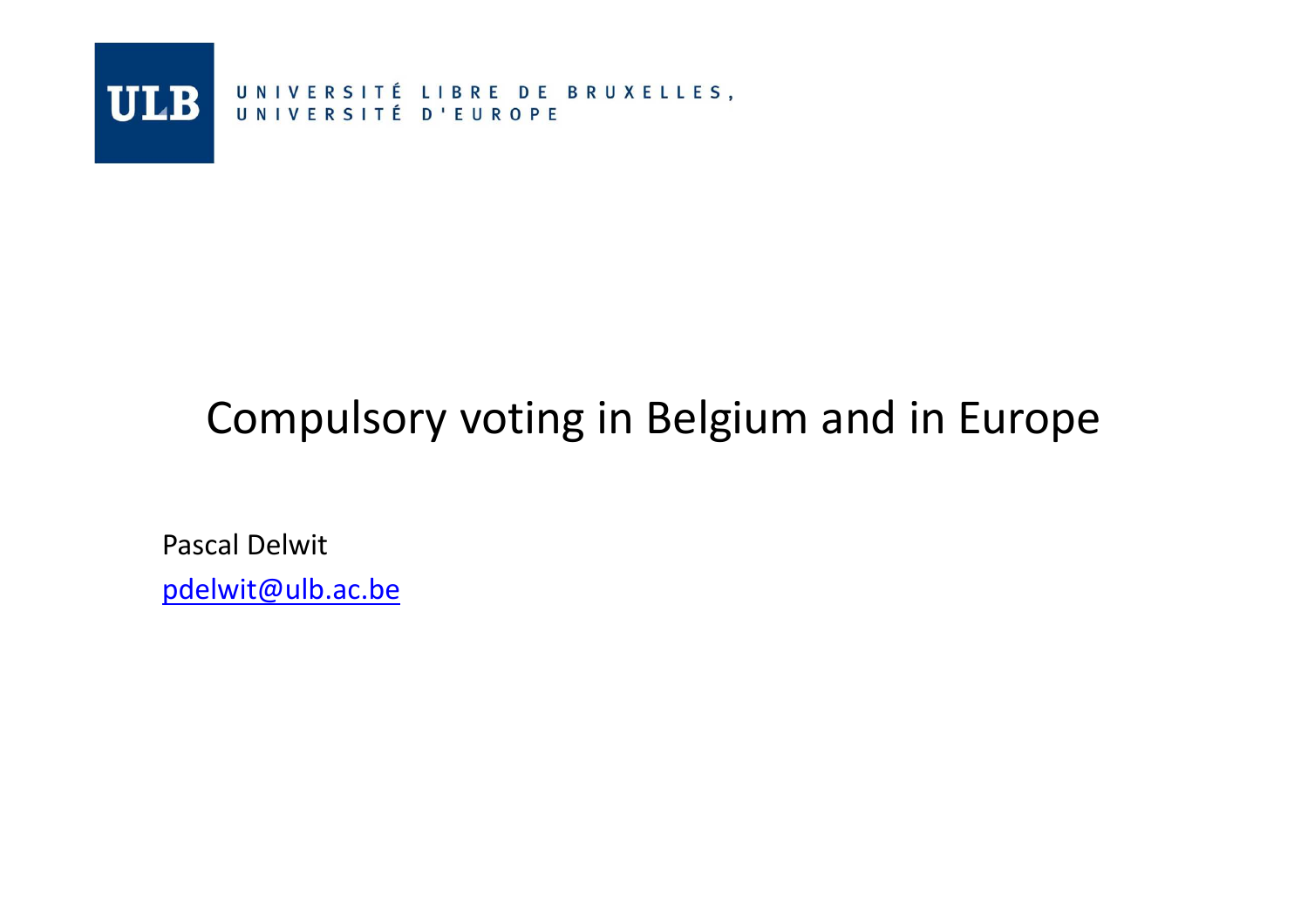ULB UNIVERSITÉ LIBRE DE BRUXELLES, UNIVERSITÉ D'EUROPE

# Compulsory voting in Belgium and in Europe

Pascal Delwit

pdelwit@ulb.ac.be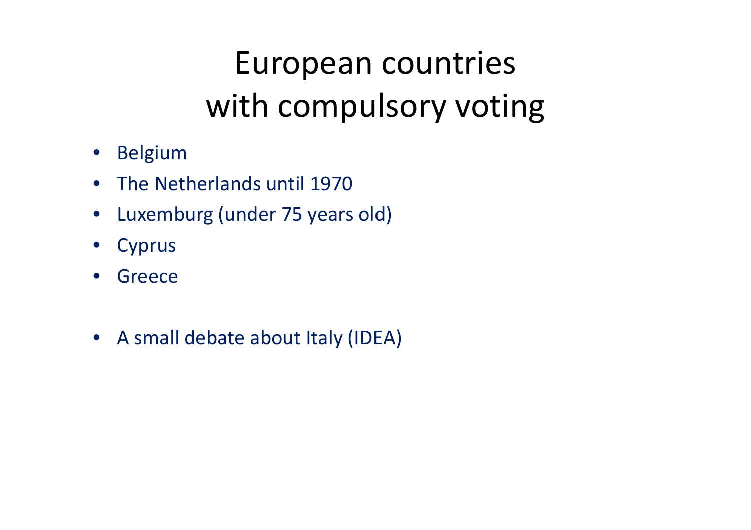# European countries with compulsory voting

- Belgium
- The Netherlands until 1970
- Luxemburg (under 75 years old)
- Cyprus
- Greece

- A small debate about Italy (IDEA)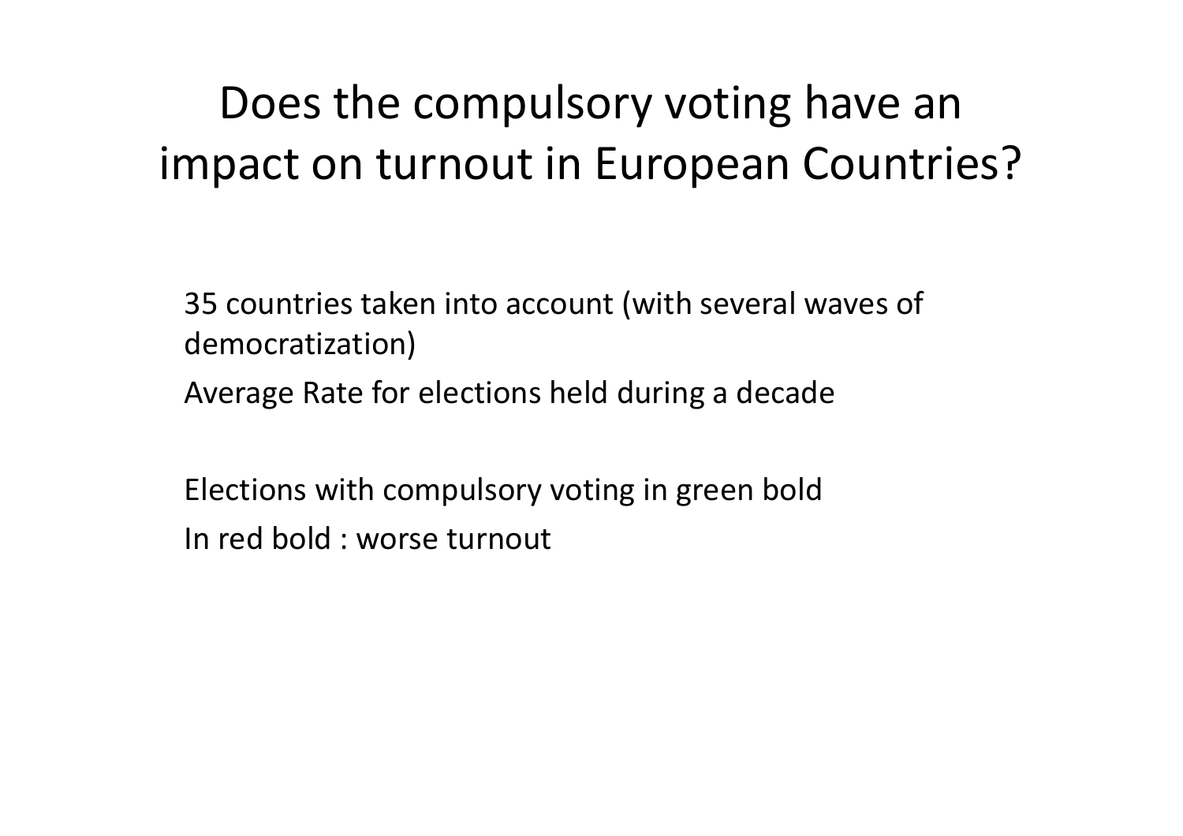# Does the compulsory voting have an impact on turnout in European Countries?

35 countries taken into account (with several waves of democratization)

Average Rate for elections held during a decade

Elections with compulsory voting in green bold

In red bold : worse turnout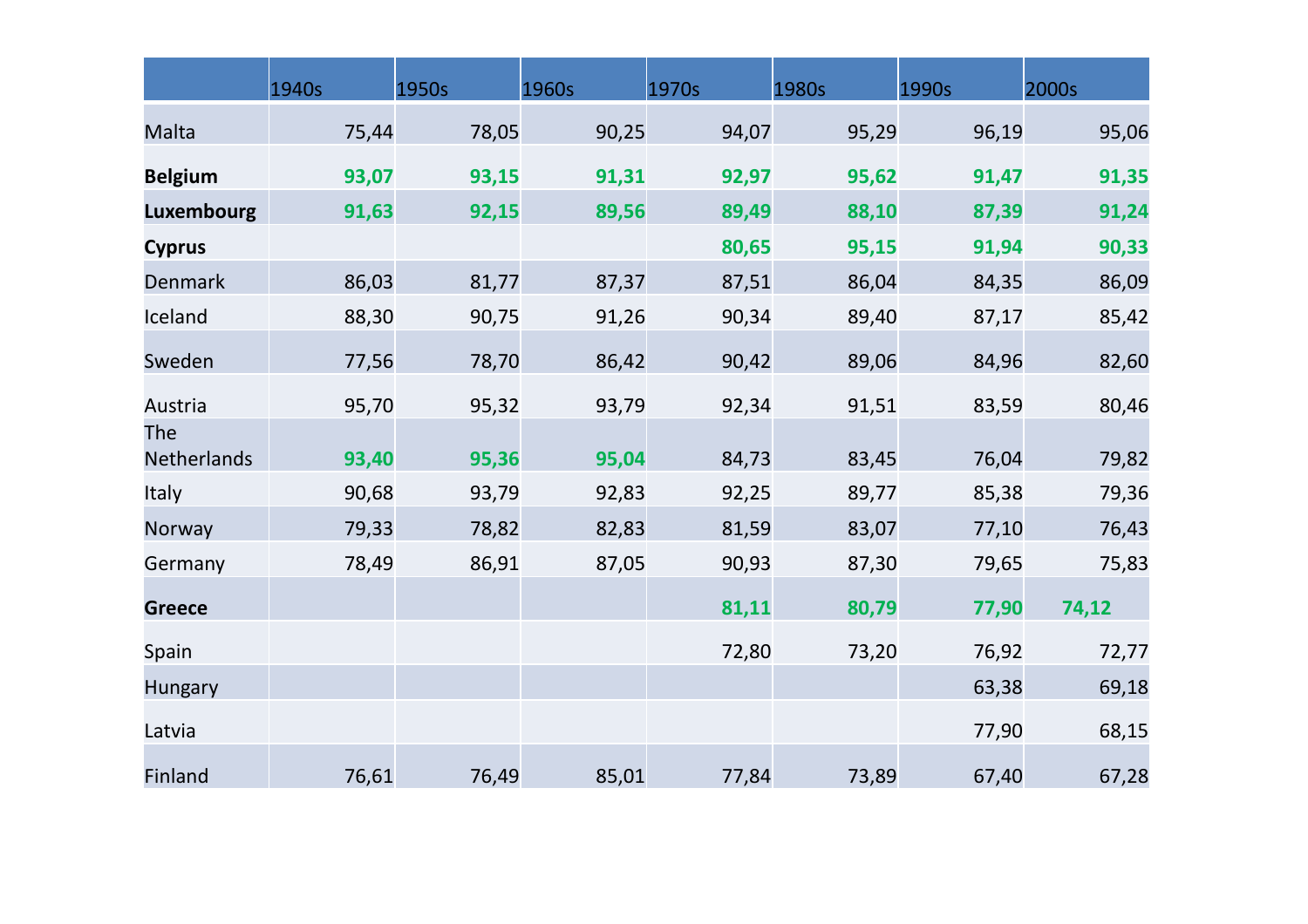| | 1940s | 1950s | 1960s | 1970s | 1980s | 1990s | 2000s |
|---|---|---|---|---|---|---|---|
| Malta | 75,44 | 78,05 | 90,25 | 94,07 | 95,29 | 96,19 | 95,06 |
| **Belgium** | **93,07** | **93,15** | **91,31** | **92,97** | **95,62** | **91,47** | **91,35** |
| **Luxembourg** | **91,63** | **92,15** | **89,56** | **89,49** | **88,10** | **87,39** | **91,24** |
| **Cyprus** | | | | **80,65** | **95,15** | **91,94** | **90,33** |
| Denmark | 86,03 | 81,77 | 87,37 | 87,51 | 86,04 | 84,35 | 86,09 |
| Iceland | 88,30 | 90,75 | 91,26 | 90,34 | 89,40 | 87,17 | 85,42 |
| Sweden | 77,56 | 78,70 | 86,42 | 90,42 | 89,06 | 84,96 | 82,60 |
| Austria | 95,70 | 95,32 | 93,79 | 92,34 | 91,51 | 83,59 | 80,46 |
| The Netherlands | **93,40** | **95,36** | **95,04** | 84,73 | 83,45 | 76,04 | 79,82 |
| Italy | 90,68 | 93,79 | 92,83 | 92,25 | 89,77 | 85,38 | 79,36 |
| Norway | 79,33 | 78,82 | 82,83 | 81,59 | 83,07 | 77,10 | 76,43 |
| Germany | 78,49 | 86,91 | 87,05 | 90,93 | 87,30 | 79,65 | 75,83 |
| **Greece** | | | | **81,11** | **80,79** | **77,90** | **74,12** |
| Spain | | | | 72,80 | 73,20 | 76,92 | 72,77 |
| Hungary | | | | | | 63,38 | 69,18 |
| Latvia | | | | | | 77,90 | 68,15 |
| Finland | 76,61 | 76,49 | 85,01 | 77,84 | 73,89 | 67,40 | 67,28 |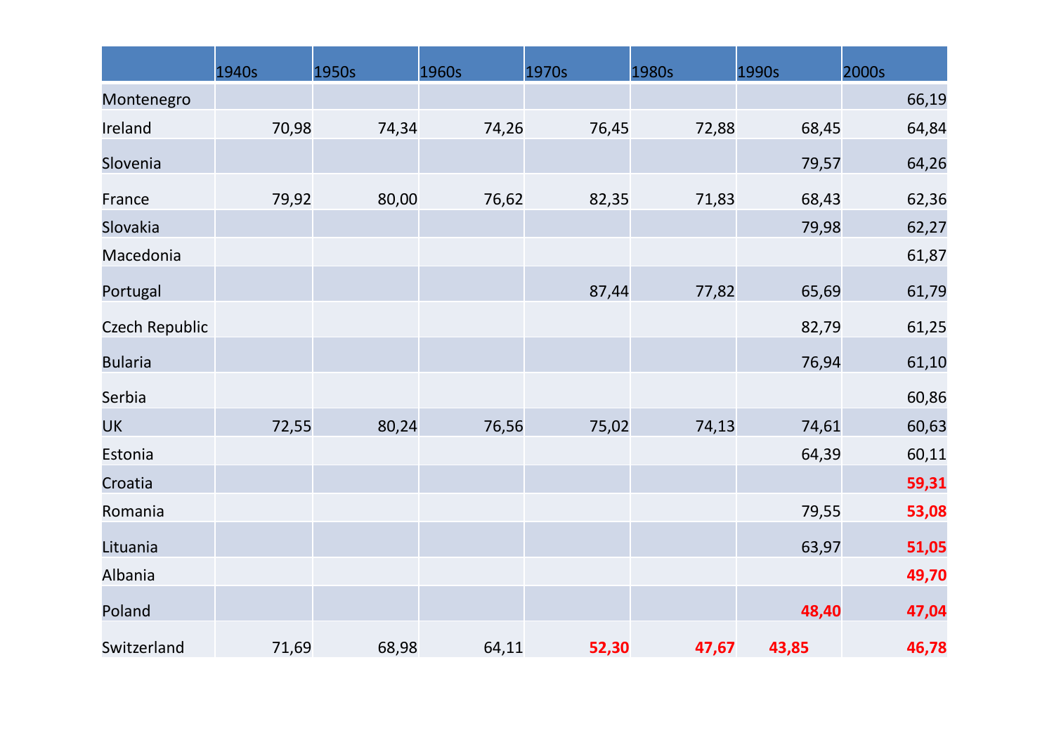| | 1940s | 1950s | 1960s | 1970s | 1980s | 1990s | 2000s |
|---|---|---|---|---|---|---|---|
| Montenegro | | | | | | | 66,19 |
| Ireland | 70,98 | 74,34 | 74,26 | 76,45 | 72,88 | 68,45 | 64,84 |
| Slovenia | | | | | | 79,57 | 64,26 |
| France | 79,92 | 80,00 | 76,62 | 82,35 | 71,83 | 68,43 | 62,36 |
| Slovakia | | | | | | 79,98 | 62,27 |
| Macedonia | | | | | | | 61,87 |
| Portugal | | | | 87,44 | 77,82 | 65,69 | 61,79 |
| Czech Republic | | | | | | 82,79 | 61,25 |
| Bularia | | | | | | 76,94 | 61,10 |
| Serbia | | | | | | | 60,86 |
| UK | 72,55 | 80,24 | 76,56 | 75,02 | 74,13 | 74,61 | 60,63 |
| Estonia | | | | | | 64,39 | 60,11 |
| Croatia | | | | | | | **59,31** |
| Romania | | | | | | 79,55 | **53,08** |
| Lituania | | | | | | 63,97 | **51,05** |
| Albania | | | | | | | **49,70** |
| Poland | | | | | | **48,40** | **47,04** |
| Switzerland | 71,69 | 68,98 | 64,11 | **52,30** | **47,67** | **43,85** | **46,78** |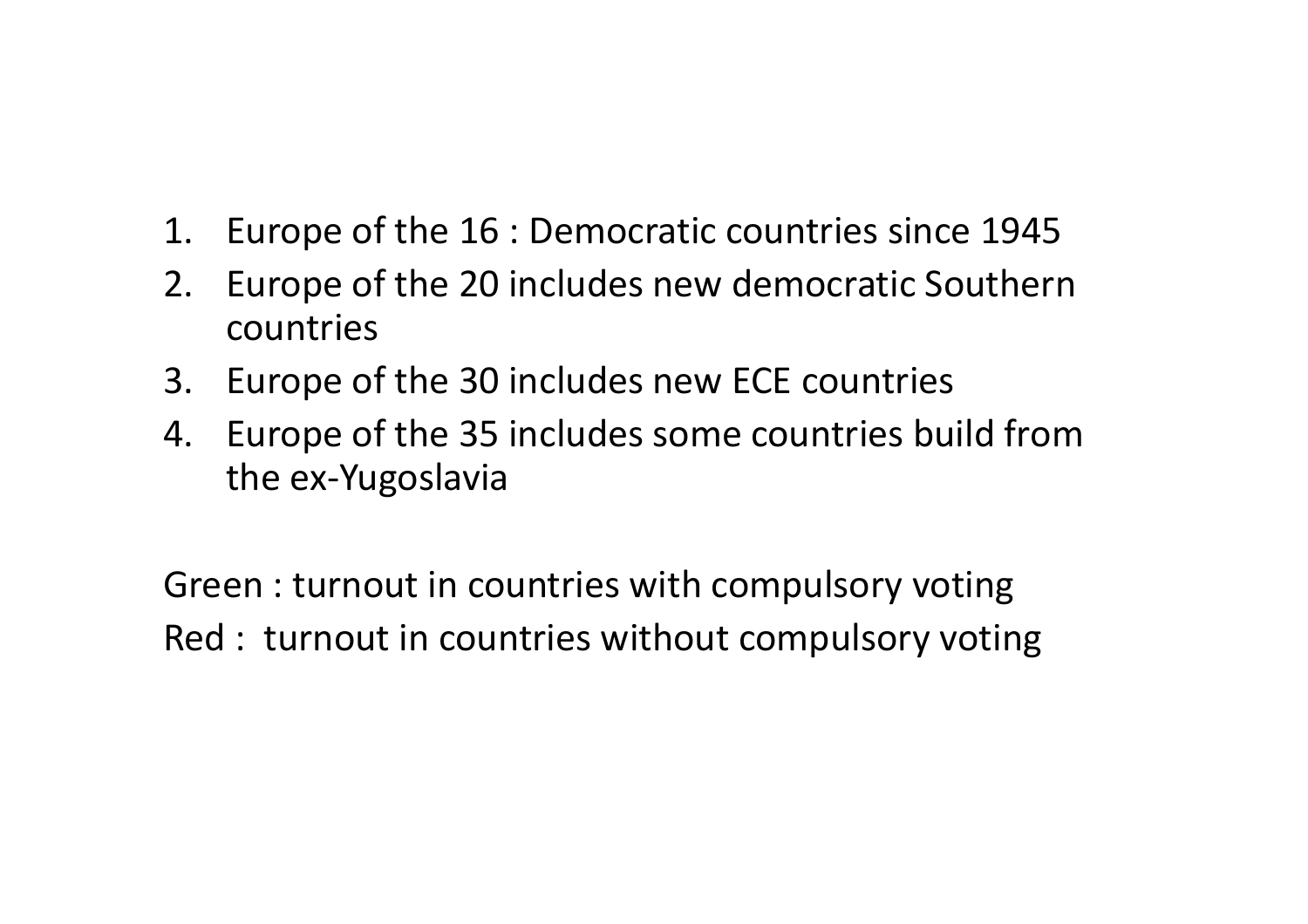1. Europe of the 16 : Democratic countries since 1945
2. Europe of the 20 includes new democratic Southern countries
3. Europe of the 30 includes new ECE countries
4. Europe of the 35 includes some countries build from the ex-Yugoslavia

Green : turnout in countries with compulsory voting

Red : turnout in countries without compulsory voting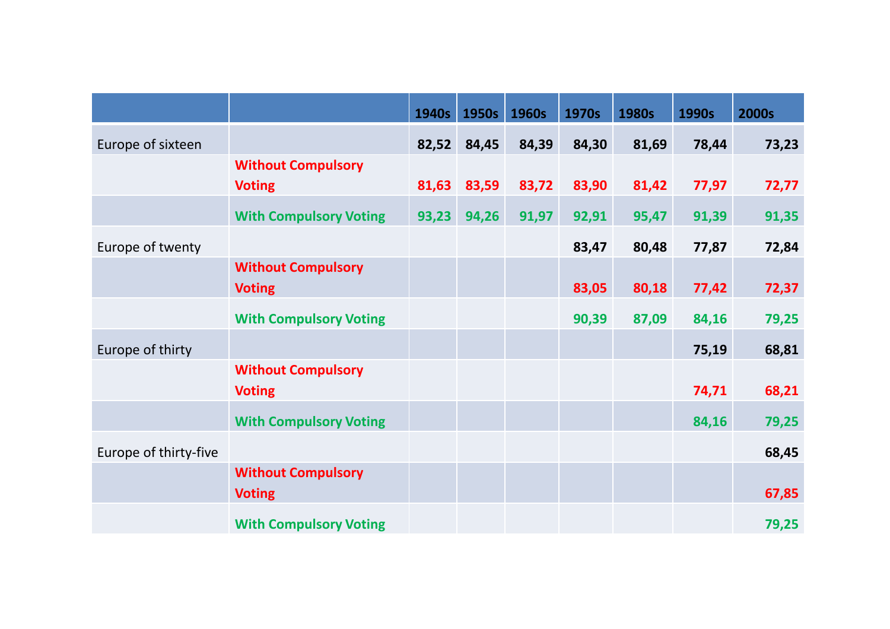| | | 1940s | 1950s | 1960s | 1970s | 1980s | 1990s | 2000s |
|---|---|---|---|---|---|---|---|---|
| Europe of sixteen | | 82,52 | 84,45 | 84,39 | 84,30 | 81,69 | 78,44 | 73,23 |
| | Without Compulsory Voting | 81,63 | 83,59 | 83,72 | 83,90 | 81,42 | 77,97 | 72,77 |
| | With Compulsory Voting | 93,23 | 94,26 | 91,97 | 92,91 | 95,47 | 91,39 | 91,35 |
| Europe of twenty | | | | | 83,47 | 80,48 | 77,87 | 72,84 |
| | Without Compulsory Voting | | | | 83,05 | 80,18 | 77,42 | 72,37 |
| | With Compulsory Voting | | | | 90,39 | 87,09 | 84,16 | 79,25 |
| Europe of thirty | | | | | | | 75,19 | 68,81 |
| | Without Compulsory Voting | | | | | | 74,71 | 68,21 |
| | With Compulsory Voting | | | | | | 84,16 | 79,25 |
| Europe of thirty-five | | | | | | | | 68,45 |
| | Without Compulsory Voting | | | | | | | 67,85 |
| | With Compulsory Voting | | | | | | | 79,25 |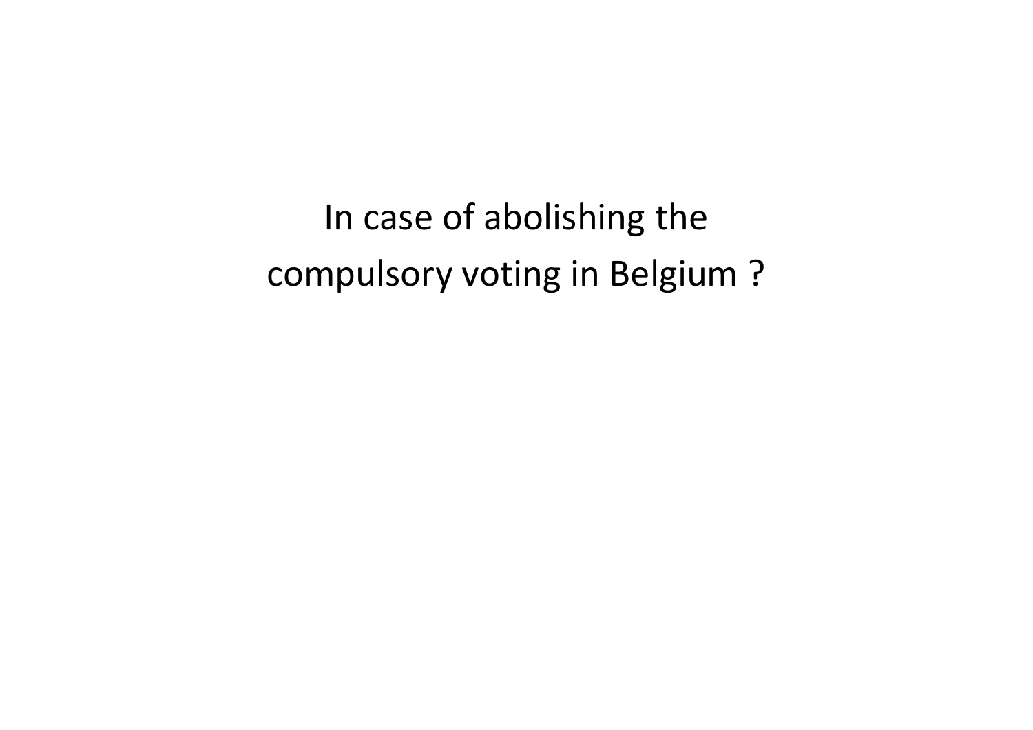In case of abolishing the compulsory voting in Belgium ?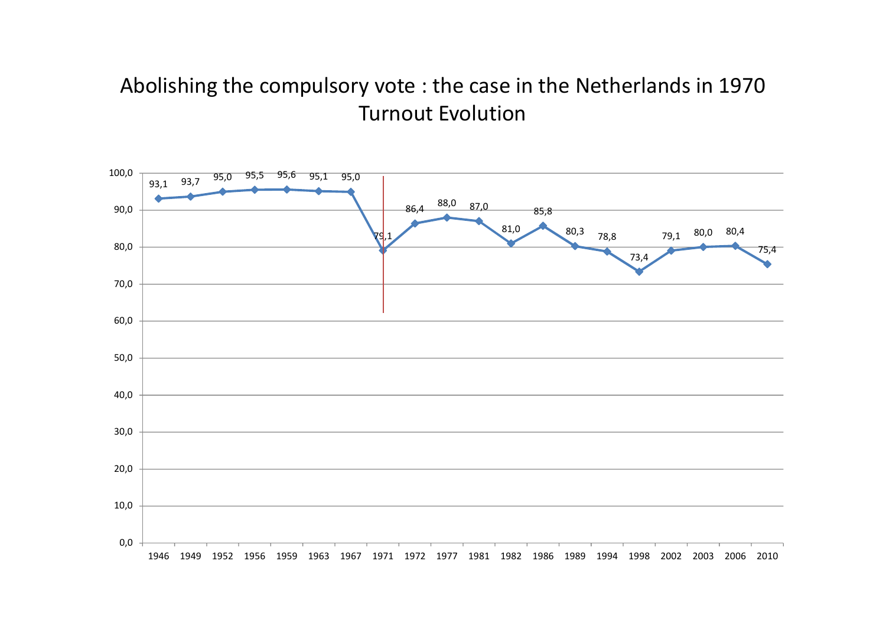# Abolishing the compulsory vote : the case in the Netherlands in 1970

## Turnout Evolution

| Year | Turnout |
|---|---|
| 1946 | 93,1 |
| 1949 | 93,7 |
| 1952 | 95,0 |
| 1956 | 95,5 |
| 1959 | 95,6 |
| 1963 | 95,1 |
| 1967 | 95,0 |
| 1971 | 79,1 |
| 1972 | 86,4 |
| 1977 | 88,0 |
| 1981 | 87,0 |
| 1982 | 81,0 |
| 1986 | 85,8 |
| 1989 | 80,3 |
| 1994 | 78,8 |
| 1998 | 73,4 |
| 2002 | 79,1 |
| 2003 | 80,0 |
| 2006 | 80,4 |
| 2010 | 75,4 |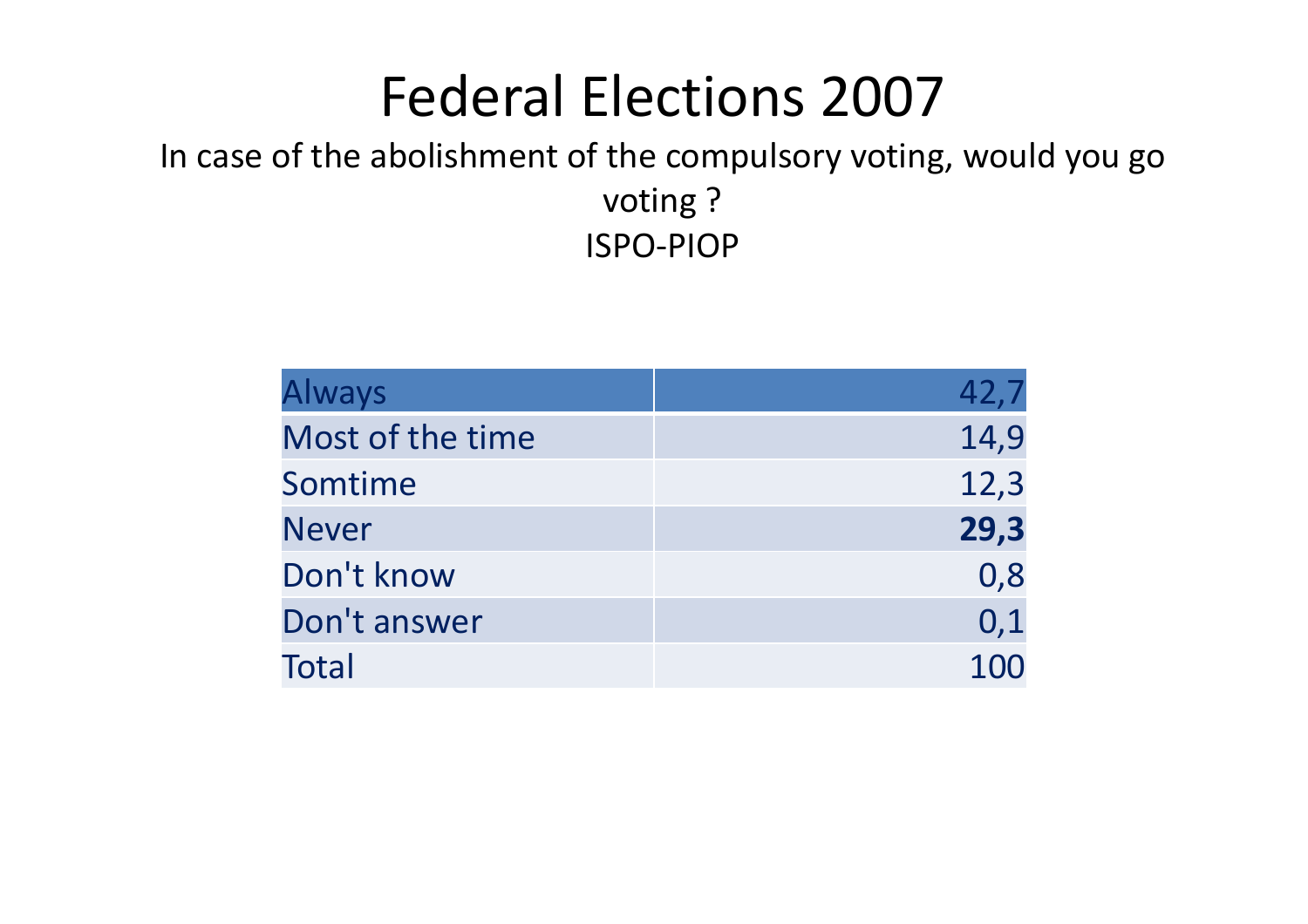# Federal Elections 2007

In case of the abolishment of the compulsory voting, would you go voting ?

ISPO-PIOP

| Always | 42,7 |
|---|---|
| Most of the time | 14,9 |
| Somtime | 12,3 |
| Never | **29,3** |
| Don't know | 0,8 |
| Don't answer | 0,1 |
| Total | 100 |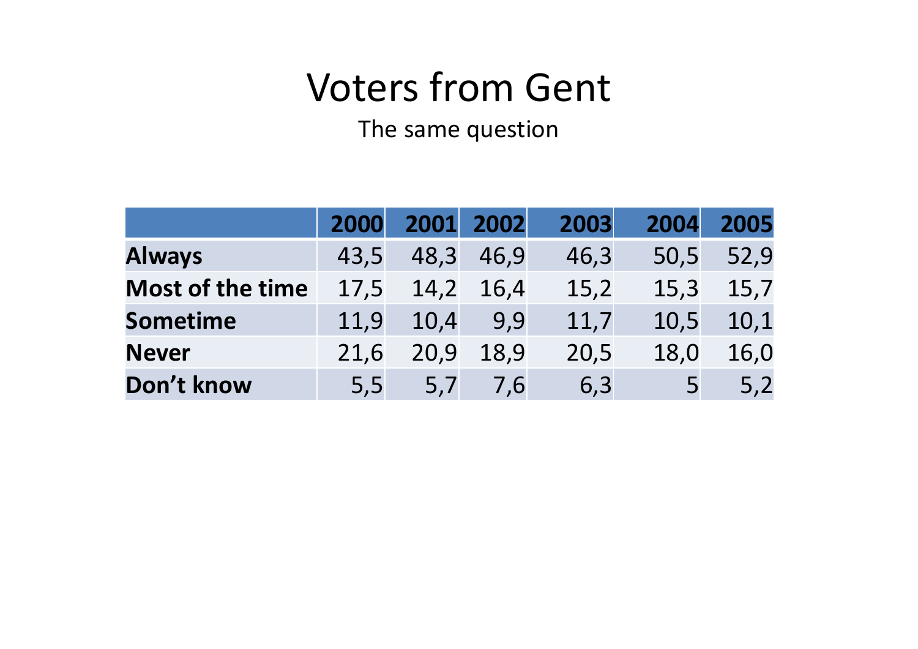# Voters from Gent

The same question

| | 2000 | 2001 | 2002 | 2003 | 2004 | 2005 |
|---|---|---|---|---|---|---|
| **Always** | 43,5 | 48,3 | 46,9 | 46,3 | 50,5 | 52,9 |
| **Most of the time** | 17,5 | 14,2 | 16,4 | 15,2 | 15,3 | 15,7 |
| **Sometime** | 11,9 | 10,4 | 9,9 | 11,7 | 10,5 | 10,1 |
| **Never** | 21,6 | 20,9 | 18,9 | 20,5 | 18,0 | 16,0 |
| **Don't know** | 5,5 | 5,7 | 7,6 | 6,3 | 5 | 5,2 |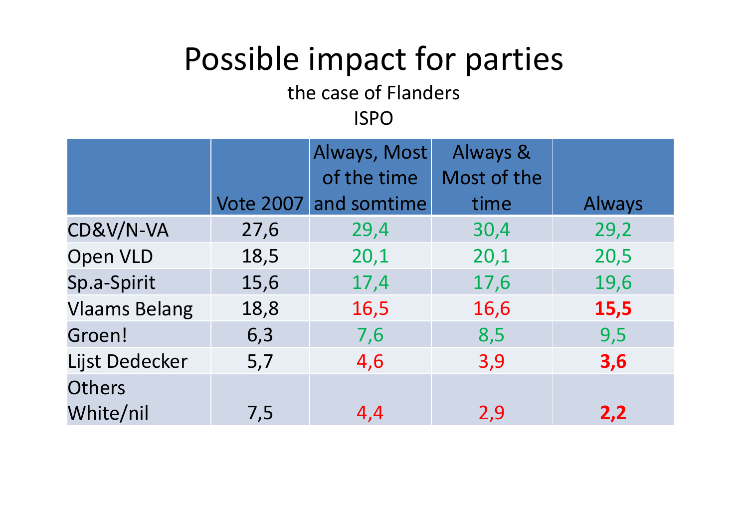# Possible impact for parties

the case of Flanders

ISPO

| | Vote 2007 | Always, Most of the time and somtime | Always & Most of the time | Always |
|---|---|---|---|---|
| CD&V/N-VA | 27,6 | 29,4 | 30,4 | 29,2 |
| Open VLD | 18,5 | 20,1 | 20,1 | 20,5 |
| Sp.a-Spirit | 15,6 | 17,4 | 17,6 | 19,6 |
| Vlaams Belang | 18,8 | 16,5 | 16,6 | **15,5** |
| Groen! | 6,3 | 7,6 | 8,5 | 9,5 |
| Lijst Dedecker | 5,7 | 4,6 | 3,9 | **3,6** |
| Others White/nil | 7,5 | 4,4 | 2,9 | **2,2** |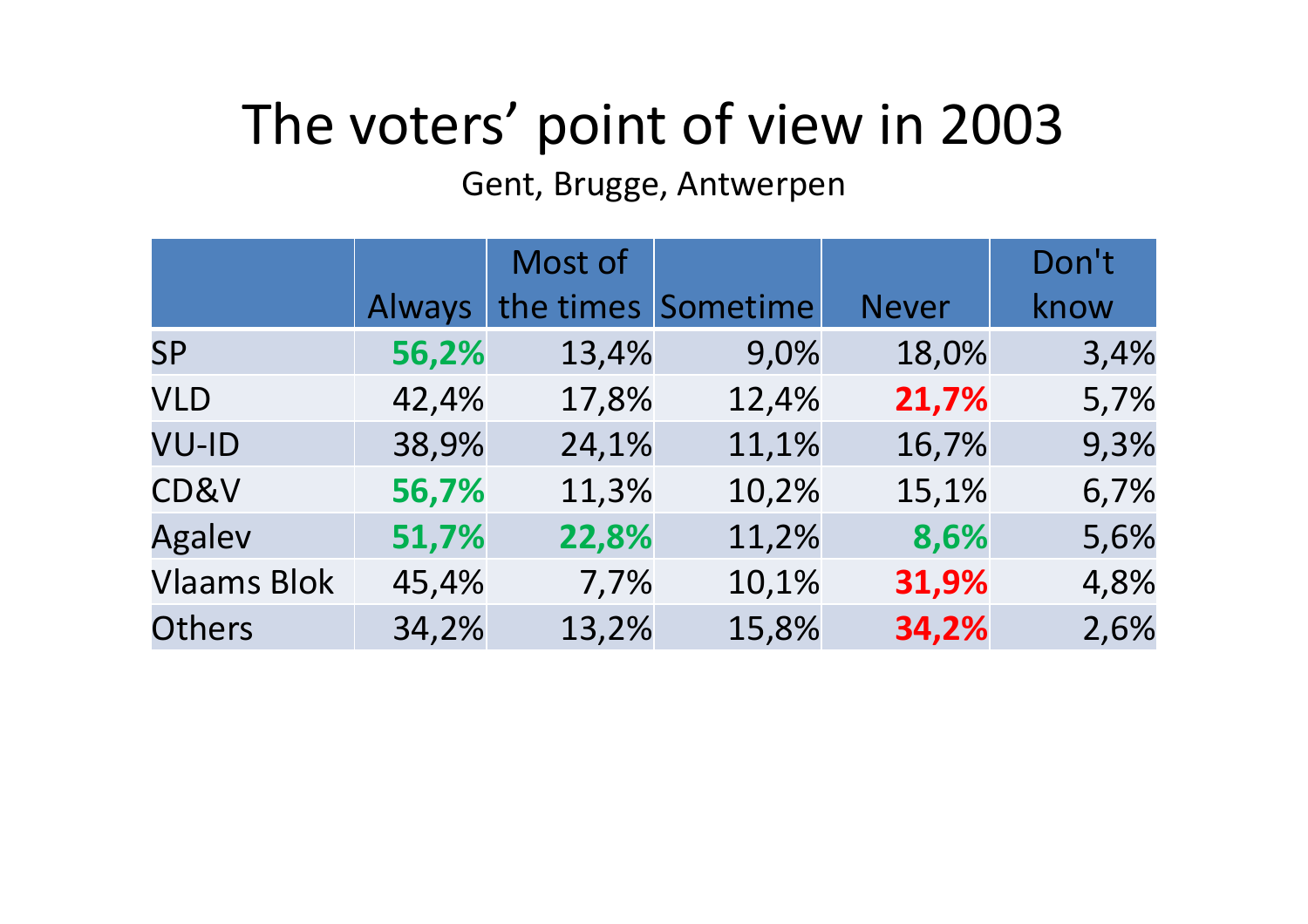# The voters' point of view in 2003

Gent, Brugge, Antwerpen

| | Always | Most of the times | Sometime | Never | Don't know |
|---|---|---|---|---|---|
| SP | **56,2%** | 13,4% | 9,0% | 18,0% | 3,4% |
| VLD | 42,4% | 17,8% | 12,4% | **21,7%** | 5,7% |
| VU-ID | 38,9% | 24,1% | 11,1% | 16,7% | 9,3% |
| CD&V | **56,7%** | 11,3% | 10,2% | 15,1% | 6,7% |
| Agalev | **51,7%** | **22,8%** | 11,2% | **8,6%** | 5,6% |
| Vlaams Blok | 45,4% | 7,7% | 10,1% | **31,9%** | 4,8% |
| Others | 34,2% | 13,2% | 15,8% | **34,2%** | 2,6% |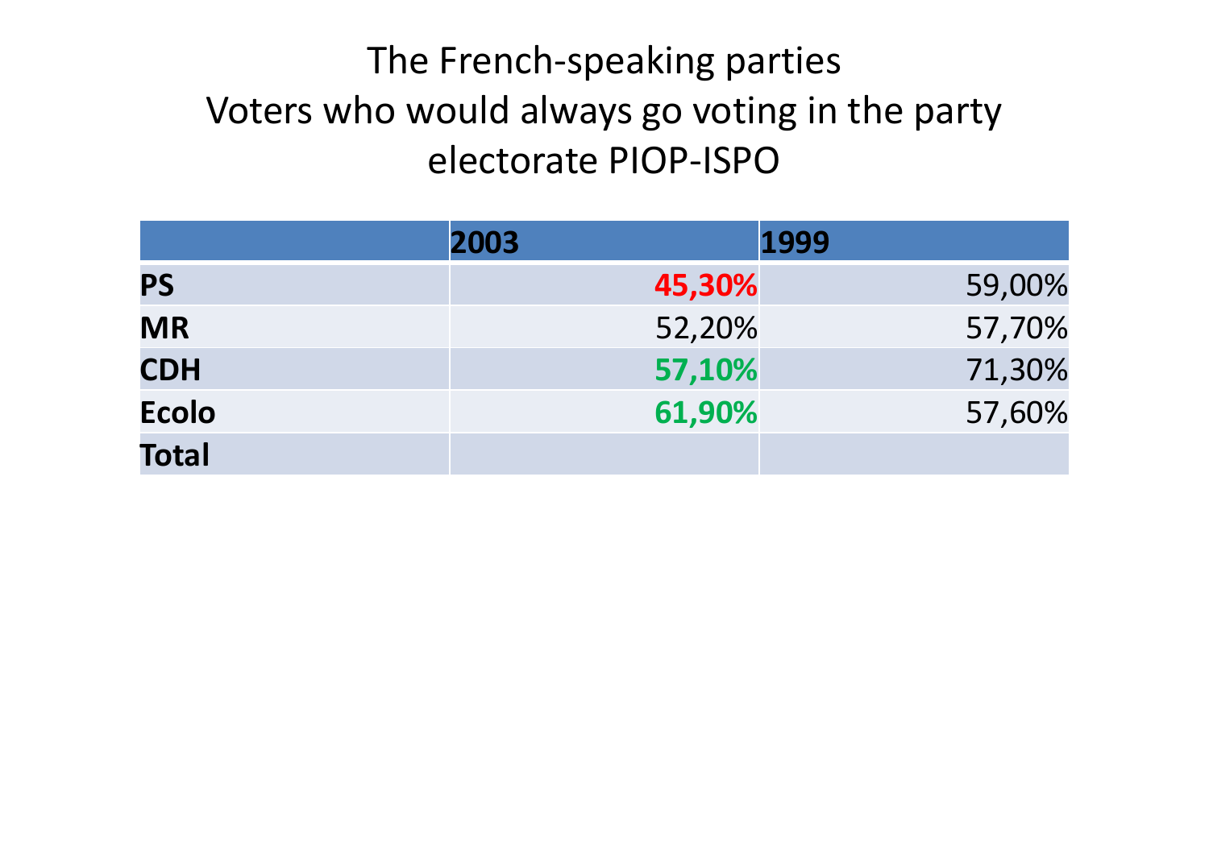# The French-speaking parties
# Voters who would always go voting in the party electorate PIOP-ISPO

| | 2003 | 1999 |
|---|---|---|
| **PS** | **45,30%** | 59,00% |
| **MR** | 52,20% | 57,70% |
| **CDH** | **57,10%** | 71,30% |
| **Ecolo** | **61,90%** | 57,60% |
| **Total** | | |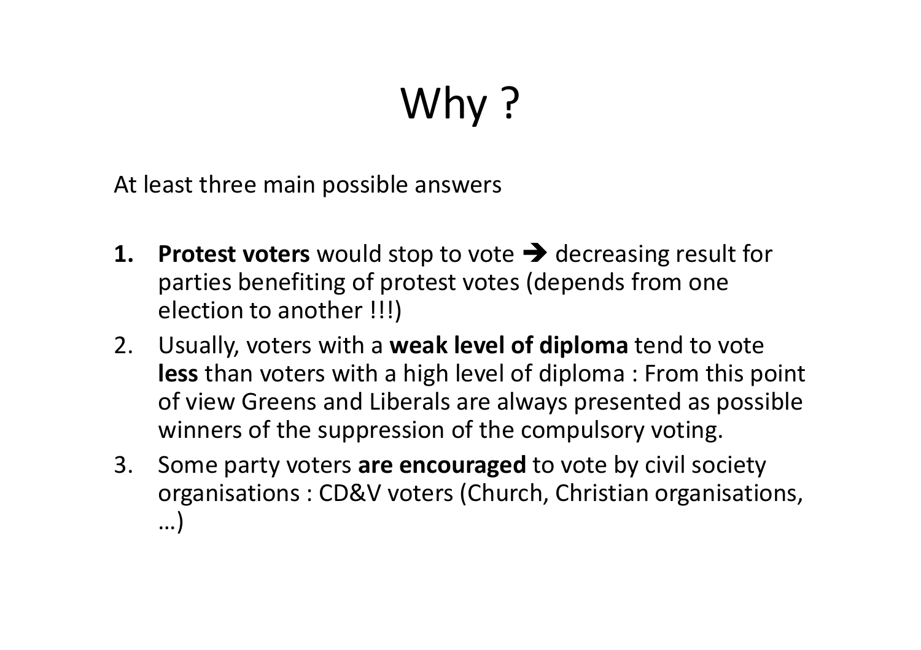# Why ?

At least three main possible answers

1. **Protest voters** would stop to vote ➔ decreasing result for parties benefiting of protest votes (depends from one election to another !!!)
2. Usually, voters with a **weak level of diploma** tend to vote **less** than voters with a high level of diploma : From this point of view Greens and Liberals are always presented as possible winners of the suppression of the compulsory voting.
3. Some party voters **are encouraged** to vote by civil society organisations : CD&V voters (Church, Christian organisations, …)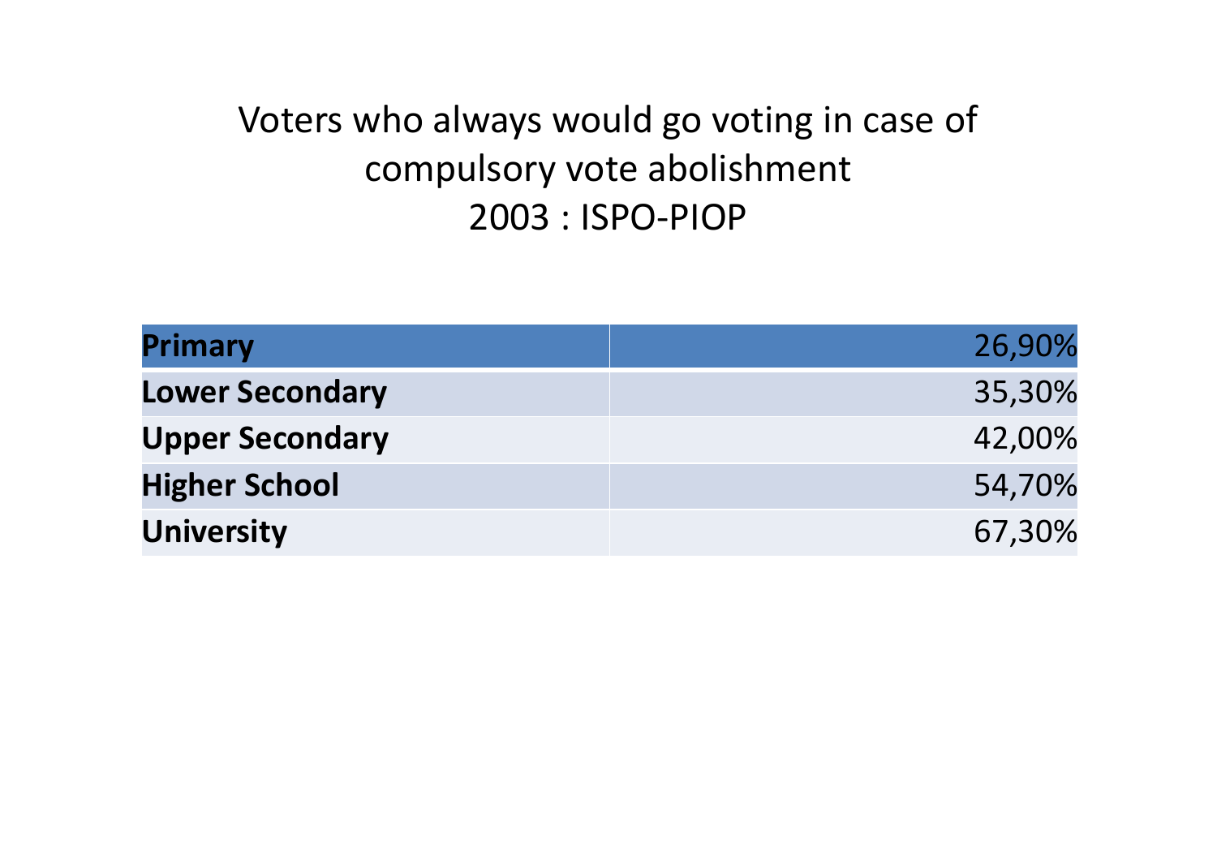# Voters who always would go voting in case of compulsory vote abolishment
## 2003 : ISPO-PIOP

| | |
|---|---|
| **Primary** | 26,90% |
| **Lower Secondary** | 35,30% |
| **Upper Secondary** | 42,00% |
| **Higher School** | 54,70% |
| **University** | 67,30% |